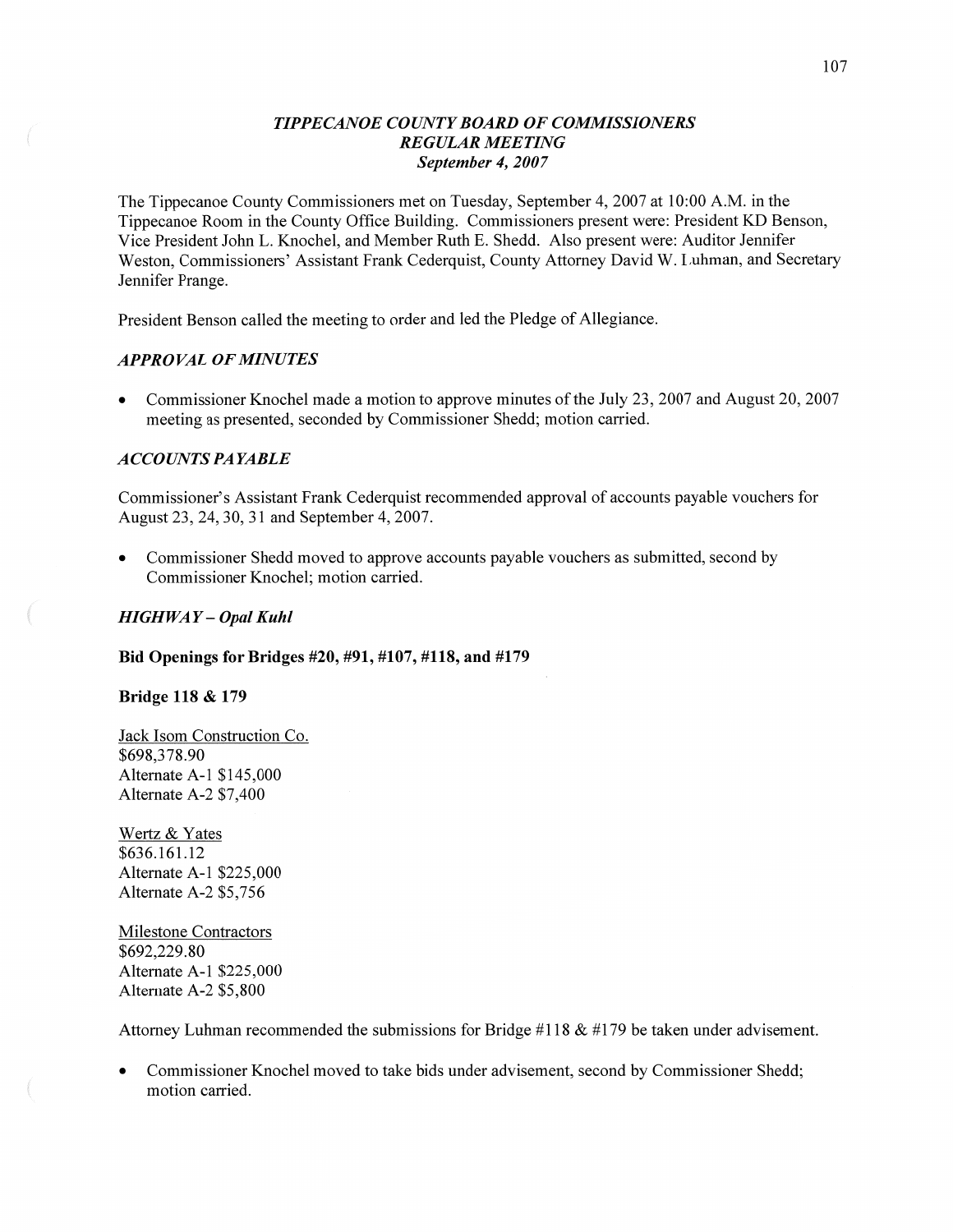### *TIPPECANOE COUNTY BOARD OF COMMISSIONERS*
### *REGULAR MEETING*
### *September 4, 2007*

The Tippecanoe County Commissioners met on Tuesday, September 4, 2007 at 10:00 A.M. in the Tippecanoe Room in the County Office Building. Commissioners present were: President KD Benson, Vice President John L. Knochel, and Member Ruth E. Shedd. Also present were: Auditor Jennifer Weston, Commissioners' Assistant Frank Cederquist, County Attorney David W. Luhman, and Secretary Jennifer Prange.

President Benson called the meeting to order and led the Pledge of Allegiance.

#### *APPROVAL OF MINUTES*

- Commissioner Knochel made a motion to approve minutes of the July 23, 2007 and August 20, 2007 meeting as presented, seconded by Commissioner Shedd; motion carried.

#### *ACCOUNTS PAYABLE*

Commissioner's Assistant Frank Cederquist recommended approval of accounts payable vouchers for August 23, 24, 30, 31 and September 4, 2007.

- Commissioner Shedd moved to approve accounts payable vouchers as submitted, second by Commissioner Knochel; motion carried.

#### *HIGHWAY – Opal Kuhl*

**Bid Openings for Bridges #20, #91, #107, #118, and #179**

**Bridge 118 & 179**

Jack Isom Construction Co.
$698,378.90
Alternate A-1 $145,000
Alternate A-2 $7,400

Wertz & Yates
$636.161.12
Alternate A-1 $225,000
Alternate A-2 $5,756

Milestone Contractors
$692,229.80
Alternate A-1 $225,000
Alternate A-2 $5,800

Attorney Luhman recommended the submissions for Bridge #118 & #179 be taken under advisement.

- Commissioner Knochel moved to take bids under advisement, second by Commissioner Shedd; motion carried.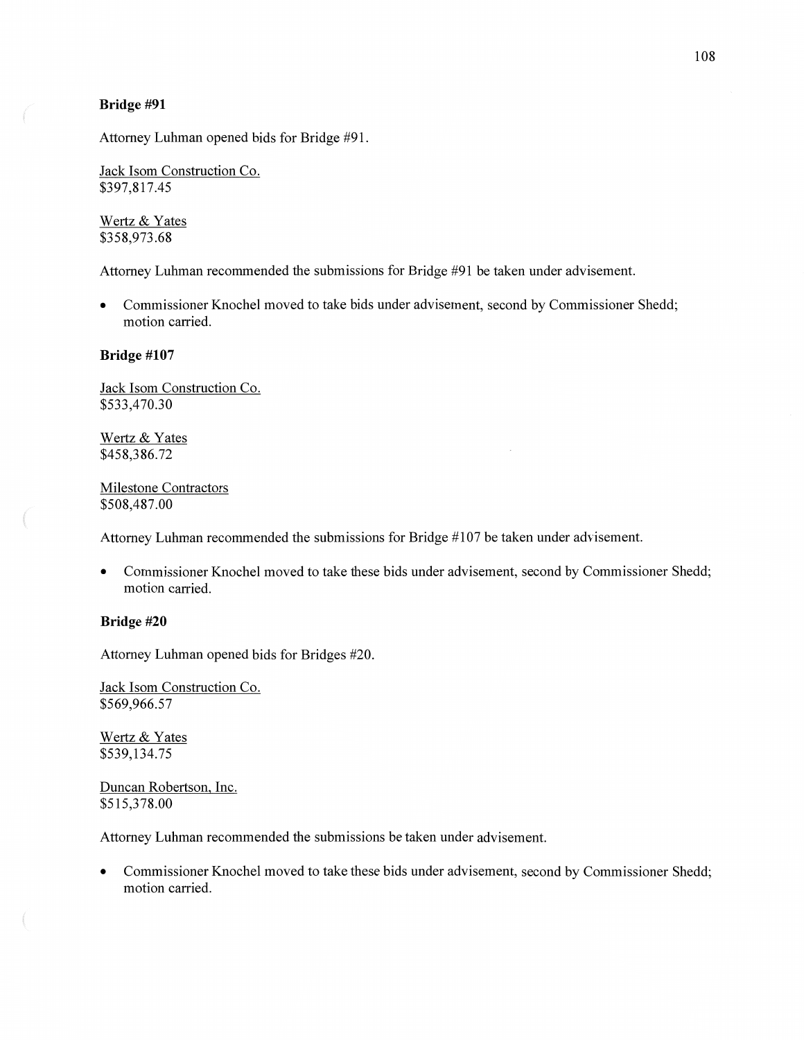**Bridge #91**

Attorney Luhman opened bids for Bridge #91.

Jack Isom Construction Co.
$397,817.45

Wertz & Yates
$358,973.68

Attorney Luhman recommended the submissions for Bridge #91 be taken under advisement.

- Commissioner Knochel moved to take bids under advisement, second by Commissioner Shedd; motion carried.

**Bridge #107**

Jack Isom Construction Co.
$533,470.30

Wertz & Yates
$458,386.72

Milestone Contractors
$508,487.00

Attorney Luhman recommended the submissions for Bridge #107 be taken under advisement.

- Commissioner Knochel moved to take these bids under advisement, second by Commissioner Shedd; motion carried.

**Bridge #20**

Attorney Luhman opened bids for Bridges #20.

Jack Isom Construction Co.
$569,966.57

Wertz & Yates
$539,134.75

Duncan Robertson, Inc.
$515,378.00

Attorney Luhman recommended the submissions be taken under advisement.

- Commissioner Knochel moved to take these bids under advisement, second by Commissioner Shedd; motion carried.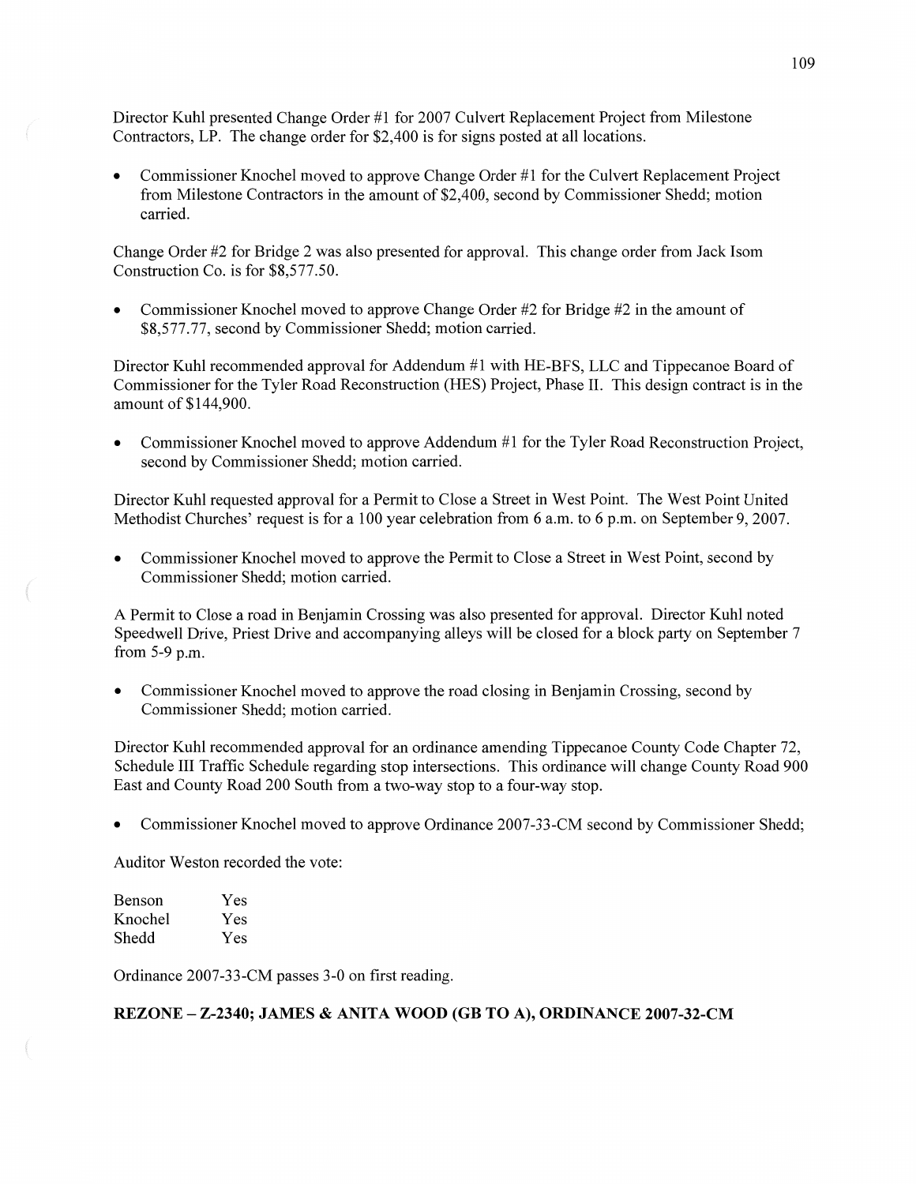Director Kuhl presented Change Order #1 for 2007 Culvert Replacement Project from Milestone Contractors, LP. The change order for $2,400 is for signs posted at all locations.

- Commissioner Knochel moved to approve Change Order #1 for the Culvert Replacement Project from Milestone Contractors in the amount of $2,400, second by Commissioner Shedd; motion carried.

Change Order #2 for Bridge 2 was also presented for approval. This change order from Jack Isom Construction Co. is for $8,577.50.

- Commissioner Knochel moved to approve Change Order #2 for Bridge #2 in the amount of $8,577.77, second by Commissioner Shedd; motion carried.

Director Kuhl recommended approval for Addendum #1 with HE-BFS, LLC and Tippecanoe Board of Commissioner for the Tyler Road Reconstruction (HES) Project, Phase II. This design contract is in the amount of $144,900.

- Commissioner Knochel moved to approve Addendum #1 for the Tyler Road Reconstruction Project, second by Commissioner Shedd; motion carried.

Director Kuhl requested approval for a Permit to Close a Street in West Point. The West Point United Methodist Churches' request is for a 100 year celebration from 6 a.m. to 6 p.m. on September 9, 2007.

- Commissioner Knochel moved to approve the Permit to Close a Street in West Point, second by Commissioner Shedd; motion carried.

A Permit to Close a road in Benjamin Crossing was also presented for approval. Director Kuhl noted Speedwell Drive, Priest Drive and accompanying alleys will be closed for a block party on September 7 from 5-9 p.m.

- Commissioner Knochel moved to approve the road closing in Benjamin Crossing, second by Commissioner Shedd; motion carried.

Director Kuhl recommended approval for an ordinance amending Tippecanoe County Code Chapter 72, Schedule III Traffic Schedule regarding stop intersections. This ordinance will change County Road 900 East and County Road 200 South from a two-way stop to a four-way stop.

- Commissioner Knochel moved to approve Ordinance 2007-33-CM second by Commissioner Shedd;

Auditor Weston recorded the vote:

| | |
|---|---|
| Benson | Yes |
| Knochel | Yes |
| Shedd | Yes |

Ordinance 2007-33-CM passes 3-0 on first reading.

**REZONE – Z-2340; JAMES & ANITA WOOD (GB TO A), ORDINANCE 2007-32-CM**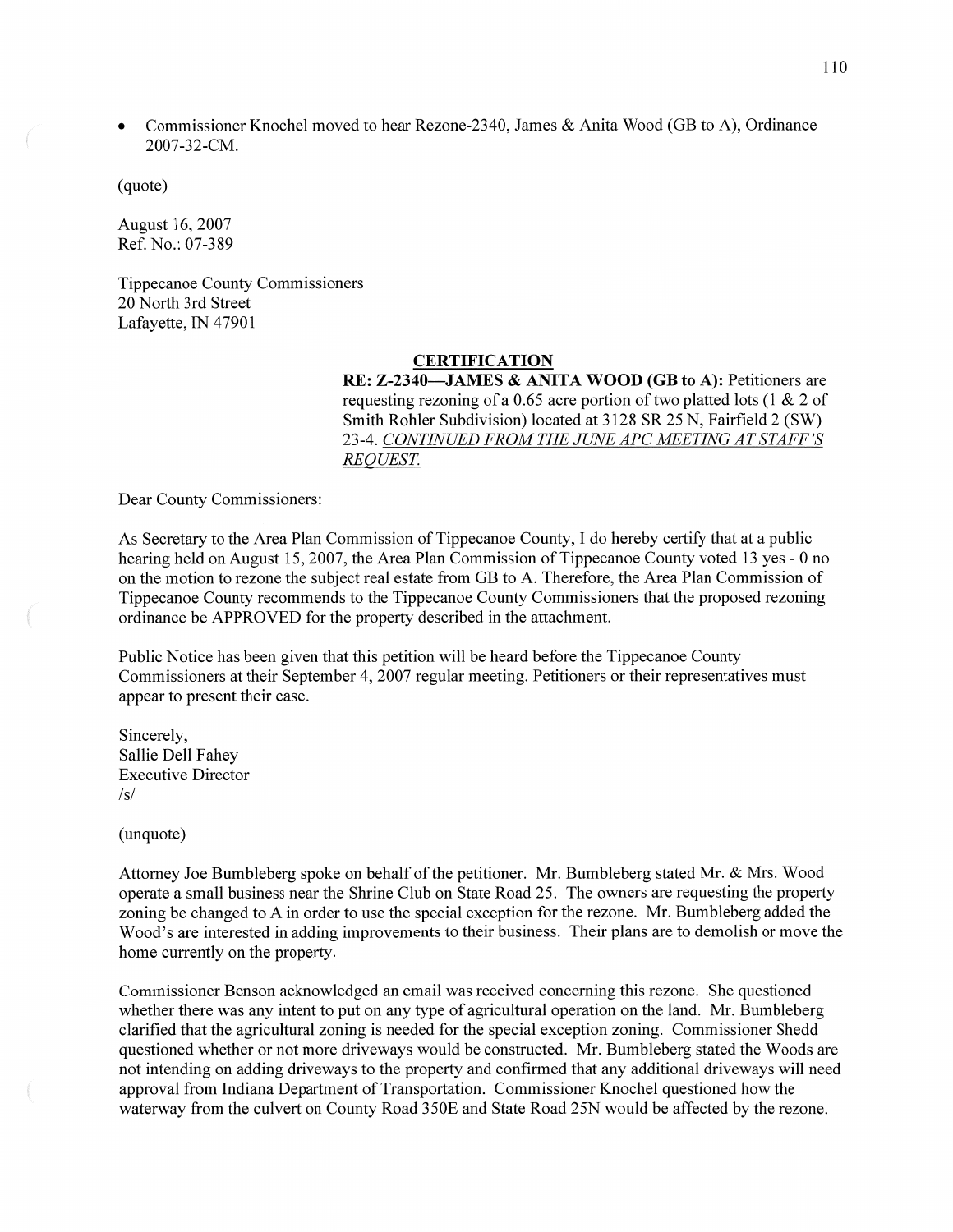- Commissioner Knochel moved to hear Rezone-2340, James & Anita Wood (GB to A), Ordinance 2007-32-CM.

(quote)

August 16, 2007
Ref. No.: 07-389

Tippecanoe County Commissioners
20 North 3rd Street
Lafayette, IN 47901

**CERTIFICATION**

**RE: Z-2340—JAMES & ANITA WOOD (GB to A):** Petitioners are requesting rezoning of a 0.65 acre portion of two platted lots (1 & 2 of Smith Rohler Subdivision) located at 3128 SR 25 N, Fairfield 2 (SW) 23-4. *CONTINUED FROM THE JUNE APC MEETING AT STAFF'S REQUEST.*

Dear County Commissioners:

As Secretary to the Area Plan Commission of Tippecanoe County, I do hereby certify that at a public hearing held on August 15, 2007, the Area Plan Commission of Tippecanoe County voted 13 yes - 0 no on the motion to rezone the subject real estate from GB to A. Therefore, the Area Plan Commission of Tippecanoe County recommends to the Tippecanoe County Commissioners that the proposed rezoning ordinance be APPROVED for the property described in the attachment.

Public Notice has been given that this petition will be heard before the Tippecanoe County Commissioners at their September 4, 2007 regular meeting. Petitioners or their representatives must appear to present their case.

Sincerely,
Sallie Dell Fahey
Executive Director
/s/

(unquote)

Attorney Joe Bumbleberg spoke on behalf of the petitioner. Mr. Bumbleberg stated Mr. & Mrs. Wood operate a small business near the Shrine Club on State Road 25. The owners are requesting the property zoning be changed to A in order to use the special exception for the rezone. Mr. Bumbleberg added the Wood's are interested in adding improvements to their business. Their plans are to demolish or move the home currently on the property.

Commissioner Benson acknowledged an email was received concerning this rezone. She questioned whether there was any intent to put on any type of agricultural operation on the land. Mr. Bumbleberg clarified that the agricultural zoning is needed for the special exception zoning. Commissioner Shedd questioned whether or not more driveways would be constructed. Mr. Bumbleberg stated the Woods are not intending on adding driveways to the property and confirmed that any additional driveways will need approval from Indiana Department of Transportation. Commissioner Knochel questioned how the waterway from the culvert on County Road 350E and State Road 25N would be affected by the rezone.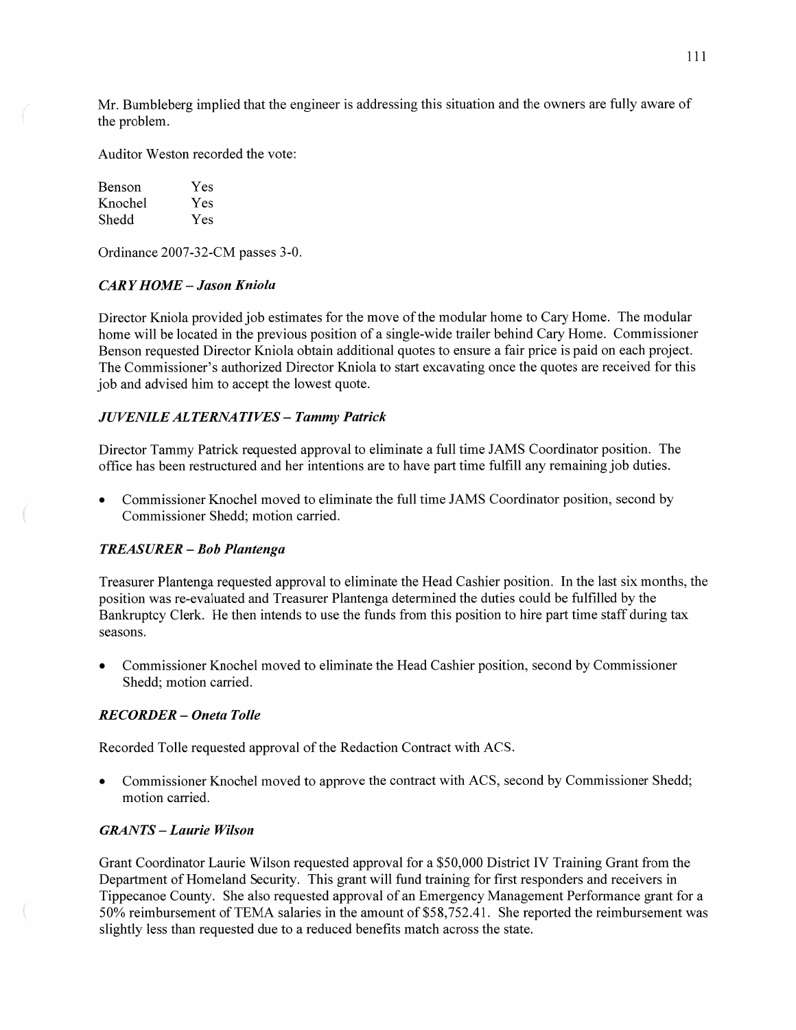Mr. Bumbleberg implied that the engineer is addressing this situation and the owners are fully aware of the problem.

Auditor Weston recorded the vote:

| | |
|---|---|
| Benson | Yes |
| Knochel | Yes |
| Shedd | Yes |

Ordinance 2007-32-CM passes 3-0.

### *CARY HOME – Jason Kniola*

Director Kniola provided job estimates for the move of the modular home to Cary Home. The modular home will be located in the previous position of a single-wide trailer behind Cary Home. Commissioner Benson requested Director Kniola obtain additional quotes to ensure a fair price is paid on each project. The Commissioner's authorized Director Kniola to start excavating once the quotes are received for this job and advised him to accept the lowest quote.

### *JUVENILE ALTERNATIVES – Tammy Patrick*

Director Tammy Patrick requested approval to eliminate a full time JAMS Coordinator position. The office has been restructured and her intentions are to have part time fulfill any remaining job duties.

- Commissioner Knochel moved to eliminate the full time JAMS Coordinator position, second by Commissioner Shedd; motion carried.

### *TREASURER – Bob Plantenga*

Treasurer Plantenga requested approval to eliminate the Head Cashier position. In the last six months, the position was re-evaluated and Treasurer Plantenga determined the duties could be fulfilled by the Bankruptcy Clerk. He then intends to use the funds from this position to hire part time staff during tax seasons.

- Commissioner Knochel moved to eliminate the Head Cashier position, second by Commissioner Shedd; motion carried.

### *RECORDER – Oneta Tolle*

Recorded Tolle requested approval of the Redaction Contract with ACS.

- Commissioner Knochel moved to approve the contract with ACS, second by Commissioner Shedd; motion carried.

### *GRANTS – Laurie Wilson*

Grant Coordinator Laurie Wilson requested approval for a $50,000 District IV Training Grant from the Department of Homeland Security. This grant will fund training for first responders and receivers in Tippecanoe County. She also requested approval of an Emergency Management Performance grant for a 50% reimbursement of TEMA salaries in the amount of $58,752.41. She reported the reimbursement was slightly less than requested due to a reduced benefits match across the state.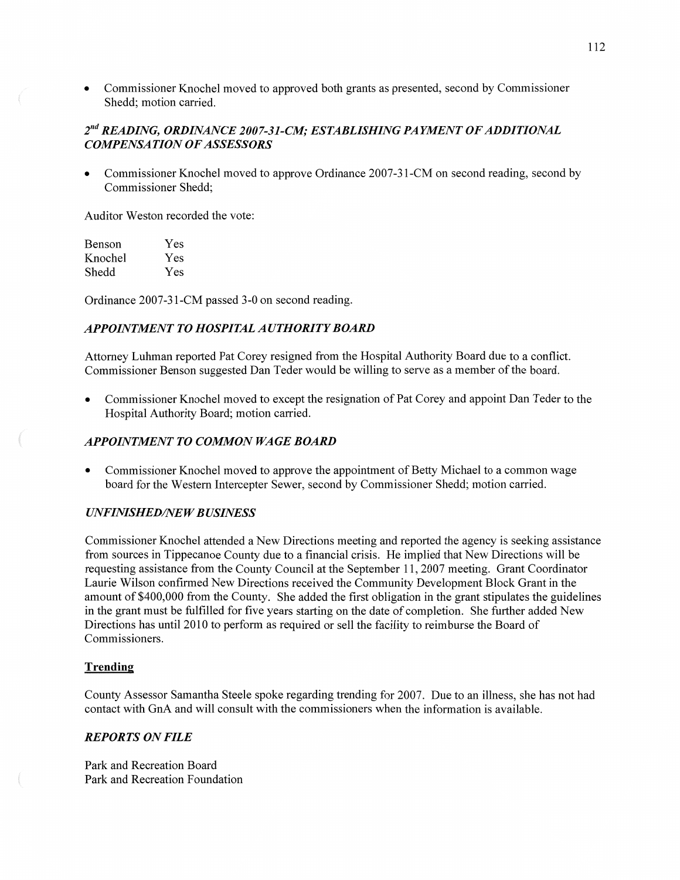- Commissioner Knochel moved to approved both grants as presented, second by Commissioner Shedd; motion carried.

### *2nd READING, ORDINANCE 2007-31-CM; ESTABLISHING PAYMENT OF ADDITIONAL COMPENSATION OF ASSESSORS*

- Commissioner Knochel moved to approve Ordinance 2007-31-CM on second reading, second by Commissioner Shedd;

Auditor Weston recorded the vote:

| | |
|---|---|
| Benson | Yes |
| Knochel | Yes |
| Shedd | Yes |

Ordinance 2007-31-CM passed 3-0 on second reading.

### *APPOINTMENT TO HOSPITAL AUTHORITY BOARD*

Attorney Luhman reported Pat Corey resigned from the Hospital Authority Board due to a conflict. Commissioner Benson suggested Dan Teder would be willing to serve as a member of the board.

- Commissioner Knochel moved to except the resignation of Pat Corey and appoint Dan Teder to the Hospital Authority Board; motion carried.

### *APPOINTMENT TO COMMON WAGE BOARD*

- Commissioner Knochel moved to approve the appointment of Betty Michael to a common wage board for the Western Intercepter Sewer, second by Commissioner Shedd; motion carried.

### *UNFINISHED/NEW BUSINESS*

Commissioner Knochel attended a New Directions meeting and reported the agency is seeking assistance from sources in Tippecanoe County due to a financial crisis. He implied that New Directions will be requesting assistance from the County Council at the September 11, 2007 meeting. Grant Coordinator Laurie Wilson confirmed New Directions received the Community Development Block Grant in the amount of $400,000 from the County. She added the first obligation in the grant stipulates the guidelines in the grant must be fulfilled for five years starting on the date of completion. She further added New Directions has until 2010 to perform as required or sell the facility to reimburse the Board of Commissioners.

#### **Trending**

County Assessor Samantha Steele spoke regarding trending for 2007. Due to an illness, she has not had contact with GnA and will consult with the commissioners when the information is available.

### *REPORTS ON FILE*

Park and Recreation Board
Park and Recreation Foundation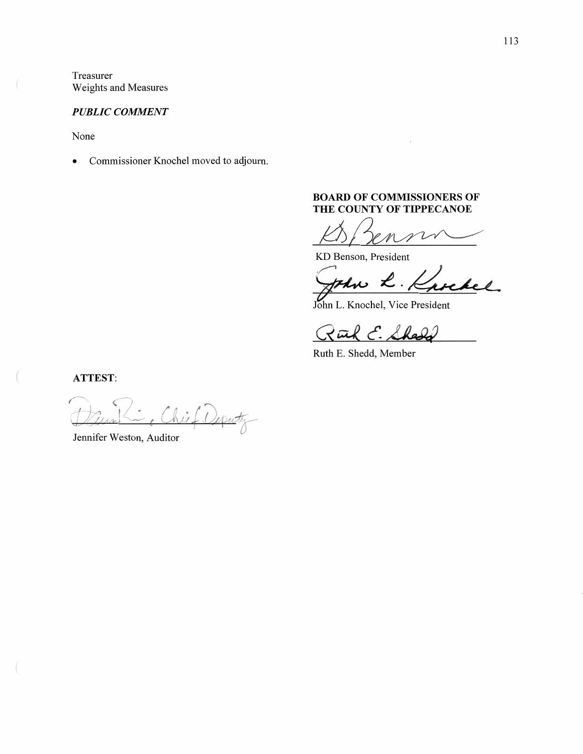Treasurer
Weights and Measures

***PUBLIC COMMENT***

None

- Commissioner Knochel moved to adjourn.

**BOARD OF COMMISSIONERS OF THE COUNTY OF TIPPECANOE**

KD Benson, President

John L. Knochel, Vice President

Ruth E. Shedd, Member

**ATTEST**:

Jennifer Weston, Auditor